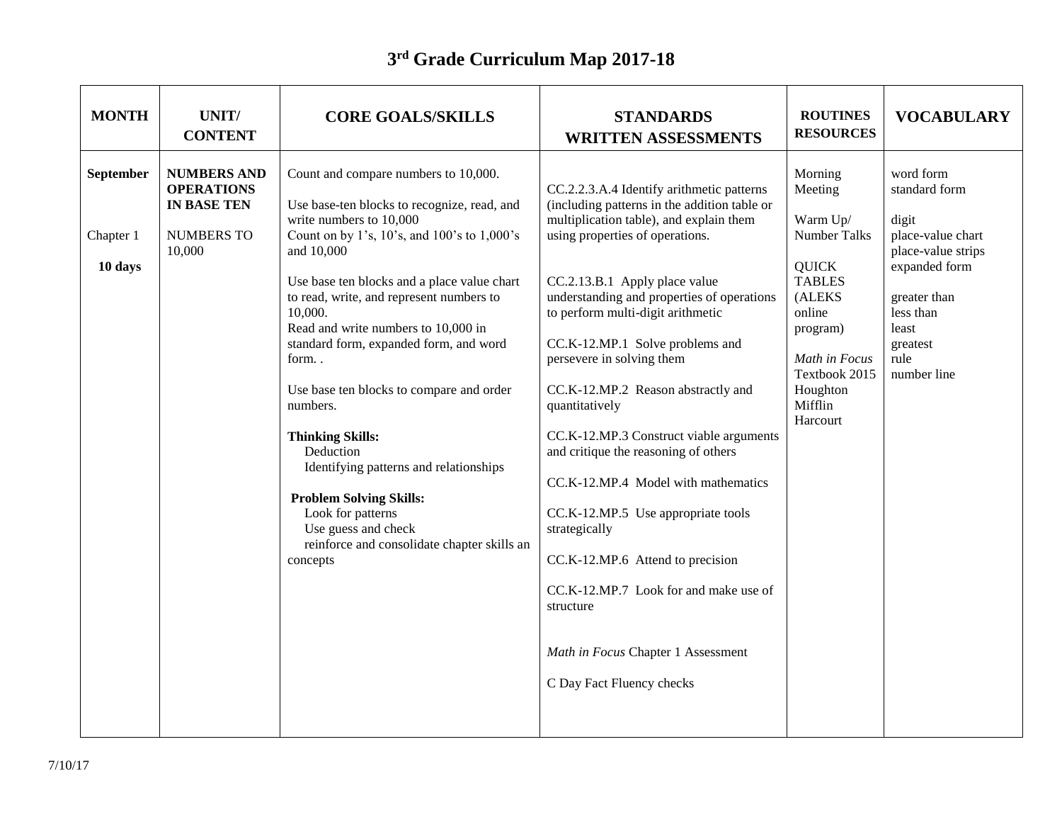# 3rd Grade Curriculum Map 2017-18

| MONTH | UNIT/ CONTENT | CORE GOALS/SKILLS | STANDARDS WRITTEN ASSESSMENTS | ROUTINES RESOURCES | VOCABULARY |
|---|---|---|---|---|---|
| **September**<br><br>Chapter 1<br><br>**10 days** | **NUMBERS AND OPERATIONS IN BASE TEN**<br><br>NUMBERS TO 10,000 | Count and compare numbers to 10,000.<br><br>Use base-ten blocks to recognize, read, and write numbers to 10,000<br>Count on by 1's, 10's, and 100's to 1,000's and 10,000<br><br>Use base ten blocks and a place value chart to read, write, and represent numbers to 10,000.<br>Read and write numbers to 10,000 in standard form, expanded form, and word form. .<br><br>Use base ten blocks to compare and order numbers.<br><br>**Thinking Skills:**<br>Deduction<br>Identifying patterns and relationships<br><br>**Problem Solving Skills:**<br>Look for patterns<br>Use guess and check<br>reinforce and consolidate chapter skills an concepts | CC.2.2.3.A.4 Identify arithmetic patterns (including patterns in the addition table or multiplication table), and explain them using properties of operations.<br><br>CC.2.13.B.1 Apply place value understanding and properties of operations to perform multi-digit arithmetic<br><br>CC.K-12.MP.1 Solve problems and persevere in solving them<br><br>CC.K-12.MP.2 Reason abstractly and quantitatively<br><br>CC.K-12.MP.3 Construct viable arguments and critique the reasoning of others<br><br>CC.K-12.MP.4 Model with mathematics<br><br>CC.K-12.MP.5 Use appropriate tools strategically<br><br>CC.K-12.MP.6 Attend to precision<br><br>CC.K-12.MP.7 Look for and make use of structure<br><br>*Math in Focus* Chapter 1 Assessment<br><br>C Day Fact Fluency checks | Morning Meeting<br><br>Warm Up/ Number Talks<br><br>QUICK TABLES (ALEKS online program)<br><br>*Math in Focus* Textbook 2015 Houghton Mifflin Harcourt | word form<br>standard form<br><br>digit<br>place-value chart<br>place-value strips<br>expanded form<br><br>greater than<br>less than<br>least<br>greatest<br>rule<br>number line |

7/10/17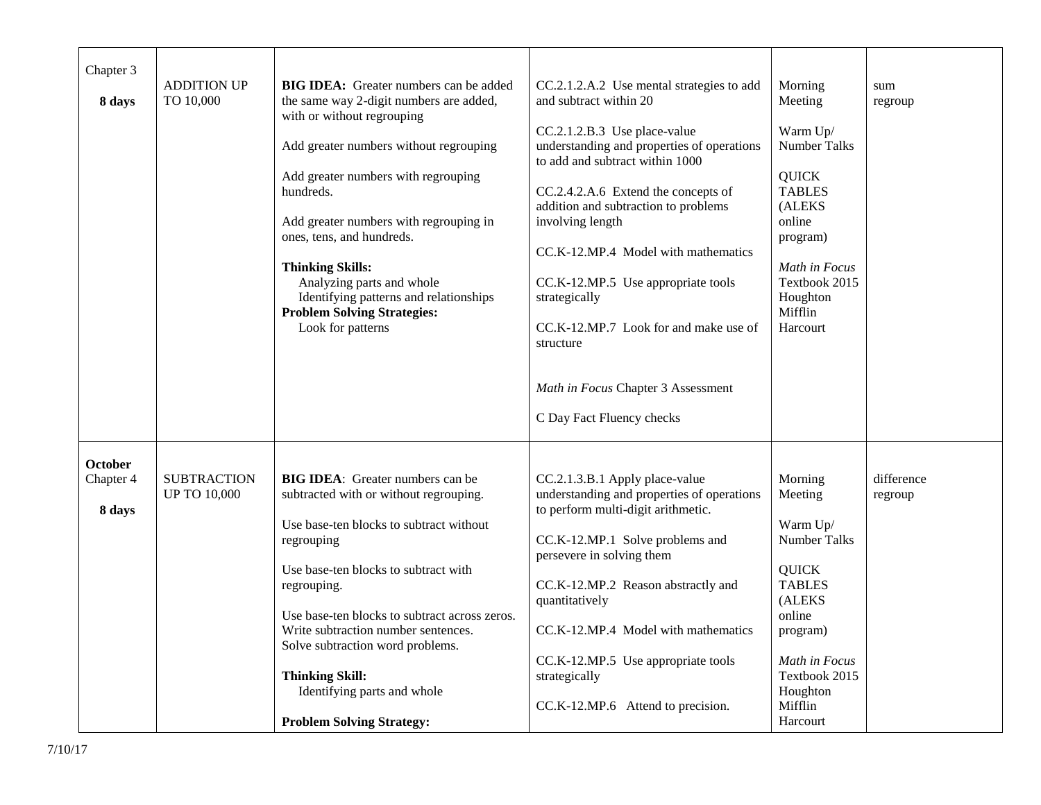| | | | | | |
|---|---|---|---|---|---|
| Chapter 3<br><br>**8 days** | ADDITION UP TO 10,000 | **BIG IDEA:** Greater numbers can be added the same way 2-digit numbers are added, with or without regrouping<br><br>Add greater numbers without regrouping<br><br>Add greater numbers with regrouping hundreds.<br><br>Add greater numbers with regrouping in ones, tens, and hundreds.<br><br>**Thinking Skills:**<br>Analyzing parts and whole<br>Identifying patterns and relationships<br>**Problem Solving Strategies:**<br>Look for patterns | CC.2.1.2.A.2 Use mental strategies to add and subtract within 20<br><br>CC.2.1.2.B.3 Use place-value understanding and properties of operations to add and subtract within 1000<br><br>CC.2.4.2.A.6 Extend the concepts of addition and subtraction to problems involving length<br><br>CC.K-12.MP.4 Model with mathematics<br><br>CC.K-12.MP.5 Use appropriate tools strategically<br><br>CC.K-12.MP.7 Look for and make use of structure<br><br>*Math in Focus* Chapter 3 Assessment<br><br>C Day Fact Fluency checks | Morning Meeting<br><br>Warm Up/ Number Talks<br><br>QUICK TABLES (ALEKS online program)<br><br>*Math in Focus* Textbook 2015 Houghton Mifflin Harcourt | sum<br>regroup |
| **October**<br>Chapter 4<br><br>**8 days** | SUBTRACTION UP TO 10,000 | **BIG IDEA**: Greater numbers can be subtracted with or without regrouping.<br><br>Use base-ten blocks to subtract without regrouping<br><br>Use base-ten blocks to subtract with regrouping.<br><br>Use base-ten blocks to subtract across zeros.<br>Write subtraction number sentences.<br>Solve subtraction word problems.<br><br>**Thinking Skill:**<br>Identifying parts and whole<br><br>**Problem Solving Strategy:** | CC.2.1.3.B.1 Apply place-value understanding and properties of operations to perform multi-digit arithmetic.<br><br>CC.K-12.MP.1 Solve problems and persevere in solving them<br><br>CC.K-12.MP.2 Reason abstractly and quantitatively<br><br>CC.K-12.MP.4 Model with mathematics<br><br>CC.K-12.MP.5 Use appropriate tools strategically<br><br>CC.K-12.MP.6 Attend to precision. | Morning Meeting<br><br>Warm Up/ Number Talks<br><br>QUICK TABLES (ALEKS online program)<br><br>*Math in Focus* Textbook 2015 Houghton Mifflin Harcourt | difference<br>regroup |

7/10/17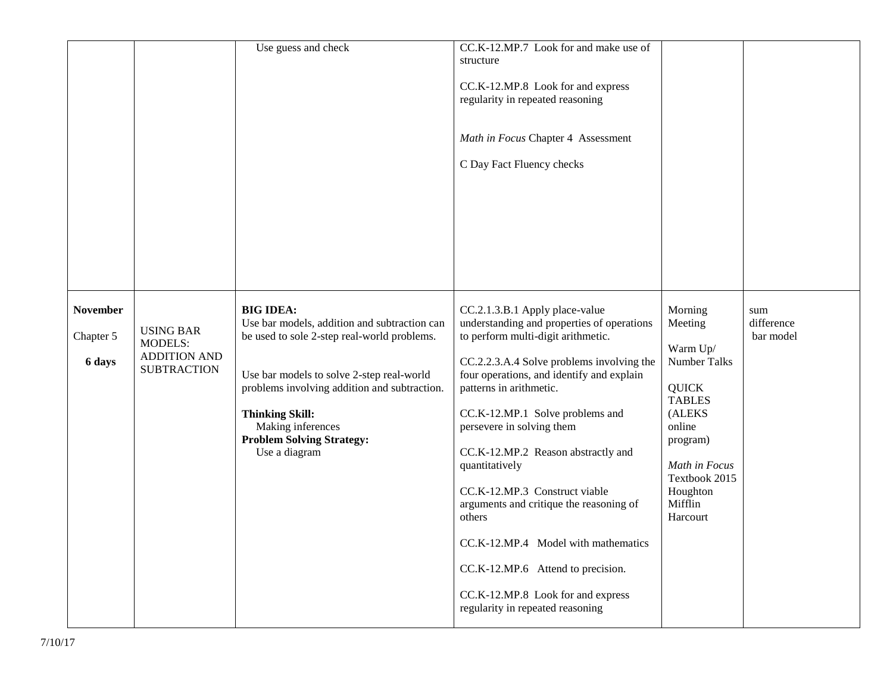| | | | | | |
|---|---|---|---|---|---|
| | | Use guess and check | CC.K-12.MP.7 Look for and make use of structure<br><br>CC.K-12.MP.8 Look for and express regularity in repeated reasoning<br><br>*Math in Focus* Chapter 4 Assessment<br><br>C Day Fact Fluency checks | | |
| **November**<br><br>Chapter 5<br><br>**6 days** | USING BAR MODELS: ADDITION AND SUBTRACTION | **BIG IDEA:**<br>Use bar models, addition and subtraction can be used to sole 2-step real-world problems.<br><br>Use bar models to solve 2-step real-world problems involving addition and subtraction.<br><br>**Thinking Skill:**<br>Making inferences<br>**Problem Solving Strategy:**<br>Use a diagram | CC.2.1.3.B.1 Apply place-value understanding and properties of operations to perform multi-digit arithmetic.<br><br>CC.2.2.3.A.4 Solve problems involving the four operations, and identify and explain patterns in arithmetic.<br><br>CC.K-12.MP.1 Solve problems and persevere in solving them<br><br>CC.K-12.MP.2 Reason abstractly and quantitatively<br><br>CC.K-12.MP.3 Construct viable arguments and critique the reasoning of others<br><br>CC.K-12.MP.4 Model with mathematics<br><br>CC.K-12.MP.6 Attend to precision.<br><br>CC.K-12.MP.8 Look for and express regularity in repeated reasoning | Morning Meeting<br><br>Warm Up/ Number Talks<br><br>QUICK TABLES (ALEKS online program)<br><br>*Math in Focus* Textbook 2015 Houghton Mifflin Harcourt | sum<br>difference<br>bar model |

7/10/17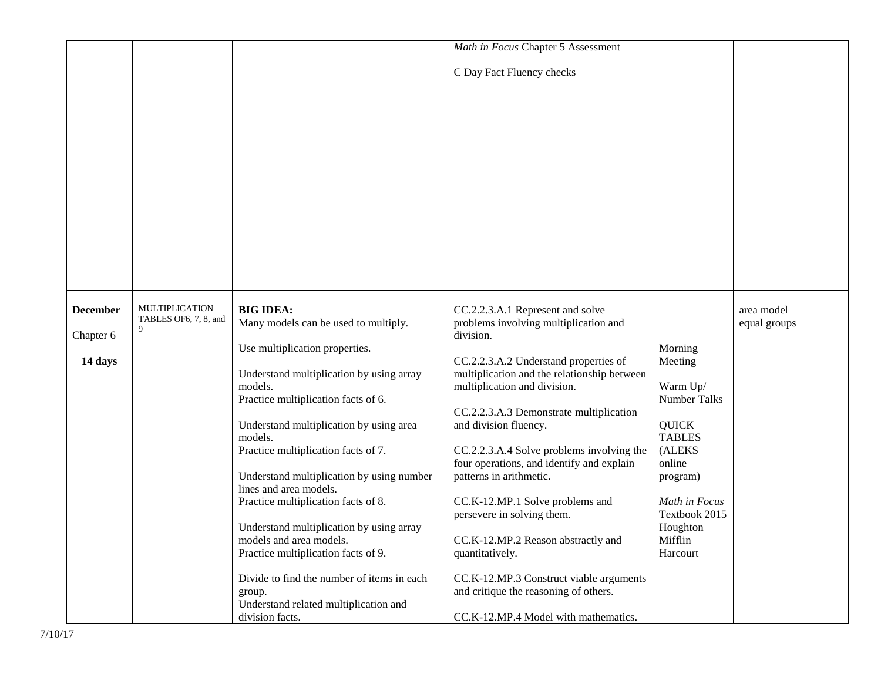| | | | | | |
|---|---|---|---|---|---|
| | | | *Math in Focus* Chapter 5 Assessment<br><br>C Day Fact Fluency checks | | |
| **December**<br><br>Chapter 6<br><br>**14 days** | MULTIPLICATION TABLES OF6, 7, 8, and 9 | **BIG IDEA:**<br>Many models can be used to multiply.<br><br>Use multiplication properties.<br><br>Understand multiplication by using array models.<br>Practice multiplication facts of 6.<br><br>Understand multiplication by using area models.<br>Practice multiplication facts of 7.<br><br>Understand multiplication by using number lines and area models.<br>Practice multiplication facts of 8.<br><br>Understand multiplication by using array models and area models.<br>Practice multiplication facts of 9.<br><br>Divide to find the number of items in each group.<br>Understand related multiplication and division facts. | CC.2.2.3.A.1 Represent and solve problems involving multiplication and division.<br><br>CC.2.2.3.A.2 Understand properties of multiplication and the relationship between multiplication and division.<br><br>CC.2.2.3.A.3 Demonstrate multiplication and division fluency.<br><br>CC.2.2.3.A.4 Solve problems involving the four operations, and identify and explain patterns in arithmetic.<br><br>CC.K-12.MP.1 Solve problems and persevere in solving them.<br><br>CC.K-12.MP.2 Reason abstractly and quantitatively.<br><br>CC.K-12.MP.3 Construct viable arguments and critique the reasoning of others.<br><br>CC.K-12.MP.4 Model with mathematics. | Morning Meeting<br><br>Warm Up/ Number Talks<br><br>QUICK TABLES (ALEKS online program)<br><br>*Math in Focus* Textbook 2015 Houghton Mifflin Harcourt | area model<br>equal groups |

7/10/17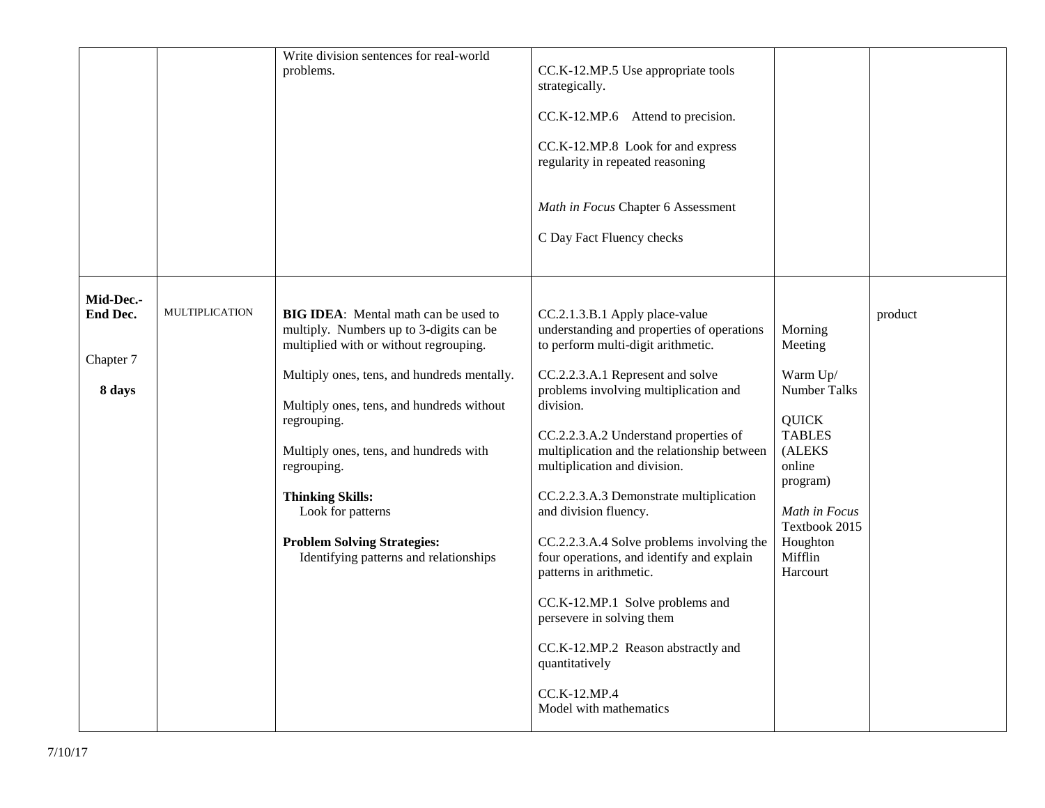| | | | | | |
|---|---|---|---|---|---|
| | | Write division sentences for real-world problems. | CC.K-12.MP.5 Use appropriate tools strategically.<br><br>CC.K-12.MP.6 Attend to precision.<br><br>CC.K-12.MP.8 Look for and express regularity in repeated reasoning<br><br>*Math in Focus* Chapter 6 Assessment<br><br>C Day Fact Fluency checks | | |
| **Mid-Dec.-End Dec.**<br><br>Chapter 7<br><br>**8 days** | MULTIPLICATION | **BIG IDEA**: Mental math can be used to multiply. Numbers up to 3-digits can be multiplied with or without regrouping.<br><br>Multiply ones, tens, and hundreds mentally.<br><br>Multiply ones, tens, and hundreds without regrouping.<br><br>Multiply ones, tens, and hundreds with regrouping.<br><br>**Thinking Skills:**<br>Look for patterns<br><br>**Problem Solving Strategies:**<br>Identifying patterns and relationships | CC.2.1.3.B.1 Apply place-value understanding and properties of operations to perform multi-digit arithmetic.<br><br>CC.2.2.3.A.1 Represent and solve problems involving multiplication and division.<br><br>CC.2.2.3.A.2 Understand properties of multiplication and the relationship between multiplication and division.<br><br>CC.2.2.3.A.3 Demonstrate multiplication and division fluency.<br><br>CC.2.2.3.A.4 Solve problems involving the four operations, and identify and explain patterns in arithmetic.<br><br>CC.K-12.MP.1 Solve problems and persevere in solving them<br><br>CC.K-12.MP.2 Reason abstractly and quantitatively<br><br>CC.K-12.MP.4<br>Model with mathematics | Morning Meeting<br><br>Warm Up/ Number Talks<br><br>QUICK TABLES (ALEKS online program)<br><br>*Math in Focus* Textbook 2015 Houghton Mifflin Harcourt | product |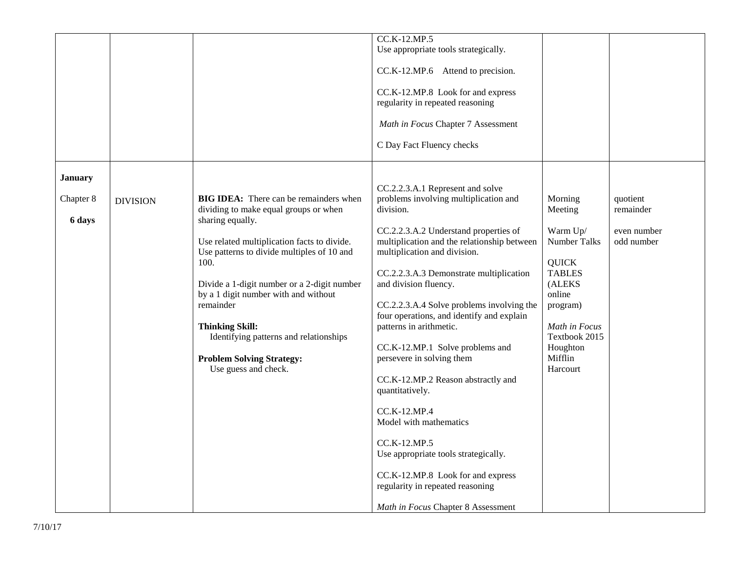| | | | | | |
|---|---|---|---|---|---|
| | | | CC.K-12.MP.5<br>Use appropriate tools strategically.<br><br>CC.K-12.MP.6 Attend to precision.<br><br>CC.K-12.MP.8 Look for and express regularity in repeated reasoning<br><br>*Math in Focus* Chapter 7 Assessment<br><br>C Day Fact Fluency checks | | |
| **January**<br><br>Chapter 8<br><br>**6 days** | DIVISION | **BIG IDEA:** There can be remainders when dividing to make equal groups or when sharing equally.<br><br>Use related multiplication facts to divide. Use patterns to divide multiples of 10 and 100.<br><br>Divide a 1-digit number or a 2-digit number by a 1 digit number with and without remainder<br><br>**Thinking Skill:**<br>Identifying patterns and relationships<br><br>**Problem Solving Strategy:**<br>Use guess and check. | CC.2.2.3.A.1 Represent and solve problems involving multiplication and division.<br><br>CC.2.2.3.A.2 Understand properties of multiplication and the relationship between multiplication and division.<br><br>CC.2.2.3.A.3 Demonstrate multiplication and division fluency.<br><br>CC.2.2.3.A.4 Solve problems involving the four operations, and identify and explain patterns in arithmetic.<br><br>CC.K-12.MP.1 Solve problems and persevere in solving them<br><br>CC.K-12.MP.2 Reason abstractly and quantitatively.<br><br>CC.K-12.MP.4<br>Model with mathematics<br><br>CC.K-12.MP.5<br>Use appropriate tools strategically.<br><br>CC.K-12.MP.8 Look for and express regularity in repeated reasoning<br><br>*Math in Focus* Chapter 8 Assessment | Morning Meeting<br><br>Warm Up/ Number Talks<br><br>QUICK TABLES (ALEKS online program)<br><br>*Math in Focus* Textbook 2015 Houghton Mifflin Harcourt | quotient<br>remainder<br><br>even number<br>odd number |

7/10/17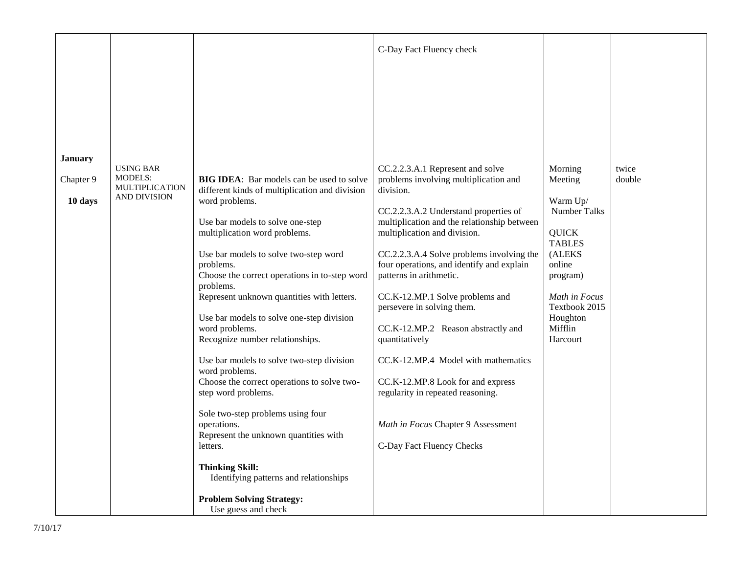| | | | | | |
|---|---|---|---|---|---|
| | | | C-Day Fact Fluency check | | |
| **January**<br><br>Chapter 9<br><br>**10 days** | USING BAR MODELS: MULTIPLICATION AND DIVISION | **BIG IDEA**: Bar models can be used to solve different kinds of multiplication and division word problems.<br><br>Use bar models to solve one-step multiplication word problems.<br><br>Use bar models to solve two-step word problems.<br>Choose the correct operations in to-step word problems.<br>Represent unknown quantities with letters.<br><br>Use bar models to solve one-step division word problems.<br>Recognize number relationships.<br><br>Use bar models to solve two-step division word problems.<br>Choose the correct operations to solve two-step word problems.<br><br>Sole two-step problems using four operations.<br>Represent the unknown quantities with letters.<br><br>**Thinking Skill:**<br>Identifying patterns and relationships<br><br>**Problem Solving Strategy:**<br>Use guess and check | CC.2.2.3.A.1 Represent and solve problems involving multiplication and division.<br><br>CC.2.2.3.A.2 Understand properties of multiplication and the relationship between multiplication and division.<br><br>CC.2.2.3.A.4 Solve problems involving the four operations, and identify and explain patterns in arithmetic.<br><br>CC.K-12.MP.1 Solve problems and persevere in solving them.<br><br>CC.K-12.MP.2 Reason abstractly and quantitatively<br><br>CC.K-12.MP.4 Model with mathematics<br><br>CC.K-12.MP.8 Look for and express regularity in repeated reasoning.<br><br>*Math in Focus* Chapter 9 Assessment<br><br>C-Day Fact Fluency Checks | Morning Meeting<br><br>Warm Up/ Number Talks<br><br>QUICK TABLES (ALEKS online program)<br><br>*Math in Focus* Textbook 2015 Houghton Mifflin Harcourt | twice<br>double |

7/10/17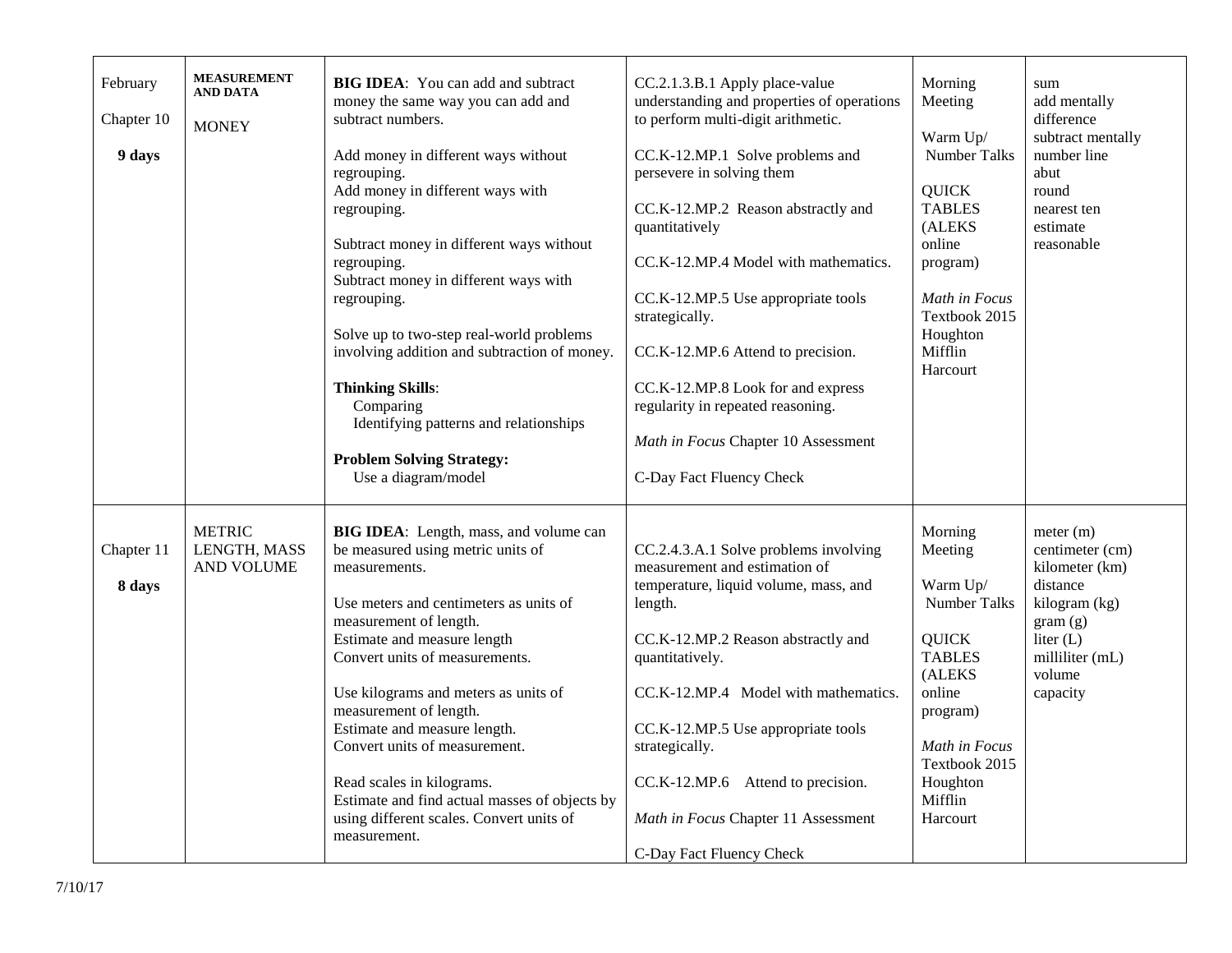| | | | | | |
|---|---|---|---|---|---|
| February<br><br>Chapter 10<br><br>**9 days** | **MEASUREMENT AND DATA**<br><br>MONEY | **BIG IDEA**: You can add and subtract money the same way you can add and subtract numbers.<br><br>Add money in different ways without regrouping.<br>Add money in different ways with regrouping.<br><br>Subtract money in different ways without regrouping.<br>Subtract money in different ways with regrouping.<br><br>Solve up to two-step real-world problems involving addition and subtraction of money.<br><br>**Thinking Skills**:<br>Comparing<br>Identifying patterns and relationships<br><br>**Problem Solving Strategy:**<br>Use a diagram/model | CC.2.1.3.B.1 Apply place-value understanding and properties of operations to perform multi-digit arithmetic.<br><br>CC.K-12.MP.1 Solve problems and persevere in solving them<br><br>CC.K-12.MP.2 Reason abstractly and quantitatively<br><br>CC.K-12.MP.4 Model with mathematics.<br><br>CC.K-12.MP.5 Use appropriate tools strategically.<br><br>CC.K-12.MP.6 Attend to precision.<br><br>CC.K-12.MP.8 Look for and express regularity in repeated reasoning.<br><br>*Math in Focus* Chapter 10 Assessment<br><br>C-Day Fact Fluency Check | Morning Meeting<br><br>Warm Up/ Number Talks<br><br>QUICK TABLES (ALEKS online program)<br><br>*Math in Focus* Textbook 2015 Houghton Mifflin Harcourt | sum<br>add mentally<br>difference<br>subtract mentally<br>number line<br>abut<br>round<br>nearest ten<br>estimate<br>reasonable |
| Chapter 11<br><br>**8 days** | METRIC LENGTH, MASS AND VOLUME | **BIG IDEA**: Length, mass, and volume can be measured using metric units of measurements.<br><br>Use meters and centimeters as units of measurement of length.<br>Estimate and measure length<br>Convert units of measurements.<br><br>Use kilograms and meters as units of measurement of length.<br>Estimate and measure length.<br>Convert units of measurement.<br><br>Read scales in kilograms.<br>Estimate and find actual masses of objects by using different scales. Convert units of measurement. | CC.2.4.3.A.1 Solve problems involving measurement and estimation of temperature, liquid volume, mass, and length.<br><br>CC.K-12.MP.2 Reason abstractly and quantitatively.<br><br>CC.K-12.MP.4 Model with mathematics.<br><br>CC.K-12.MP.5 Use appropriate tools strategically.<br><br>CC.K-12.MP.6 Attend to precision.<br><br>*Math in Focus* Chapter 11 Assessment<br><br>C-Day Fact Fluency Check | Morning Meeting<br><br>Warm Up/ Number Talks<br><br>QUICK TABLES (ALEKS online program)<br><br>*Math in Focus* Textbook 2015 Houghton Mifflin Harcourt | meter (m)<br>centimeter (cm)<br>kilometer (km)<br>distance<br>kilogram (kg)<br>gram (g)<br>liter (L)<br>milliliter (mL)<br>volume<br>capacity |

7/10/17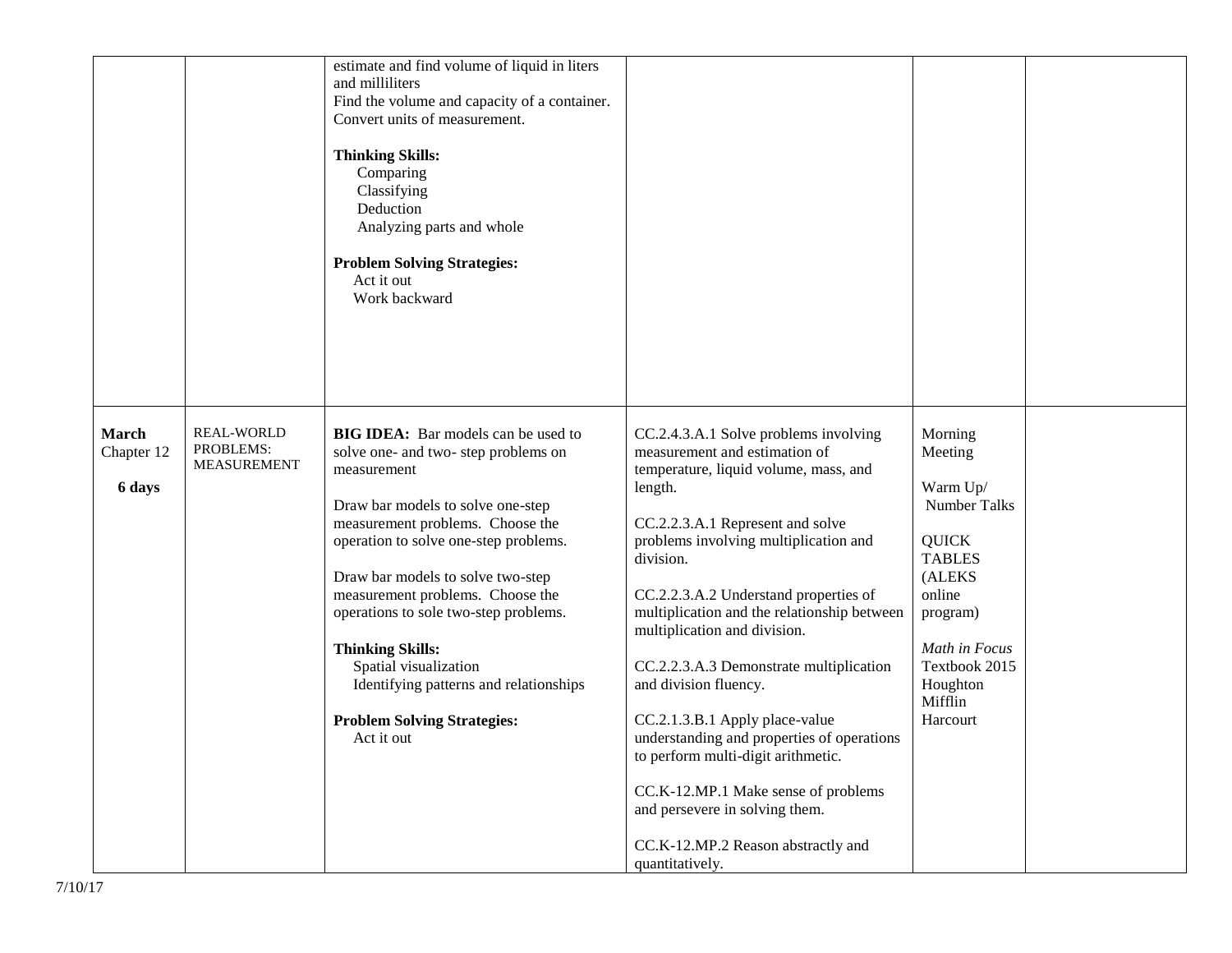| | | | | | |
|---|---|---|---|---|---|
| | | estimate and find volume of liquid in liters and milliliters<br>Find the volume and capacity of a container.<br>Convert units of measurement.<br><br>**Thinking Skills:**<br>Comparing<br>Classifying<br>Deduction<br>Analyzing parts and whole<br><br>**Problem Solving Strategies:**<br>Act it out<br>Work backward | | | |
| **March**<br>Chapter 12<br><br>**6 days** | REAL-WORLD PROBLEMS: MEASUREMENT | **BIG IDEA:** Bar models can be used to solve one- and two- step problems on measurement<br><br>Draw bar models to solve one-step measurement problems. Choose the operation to solve one-step problems.<br><br>Draw bar models to solve two-step measurement problems. Choose the operations to sole two-step problems.<br><br>**Thinking Skills:**<br>Spatial visualization<br>Identifying patterns and relationships<br><br>**Problem Solving Strategies:**<br>Act it out | CC.2.4.3.A.1 Solve problems involving measurement and estimation of temperature, liquid volume, mass, and length.<br><br>CC.2.2.3.A.1 Represent and solve problems involving multiplication and division.<br><br>CC.2.2.3.A.2 Understand properties of multiplication and the relationship between multiplication and division.<br><br>CC.2.2.3.A.3 Demonstrate multiplication and division fluency.<br><br>CC.2.1.3.B.1 Apply place-value understanding and properties of operations to perform multi-digit arithmetic.<br><br>CC.K-12.MP.1 Make sense of problems and persevere in solving them.<br><br>CC.K-12.MP.2 Reason abstractly and quantitatively. | Morning Meeting<br><br>Warm Up/ Number Talks<br><br>QUICK TABLES (ALEKS online program)<br><br>*Math in Focus* Textbook 2015 Houghton Mifflin Harcourt | |

7/10/17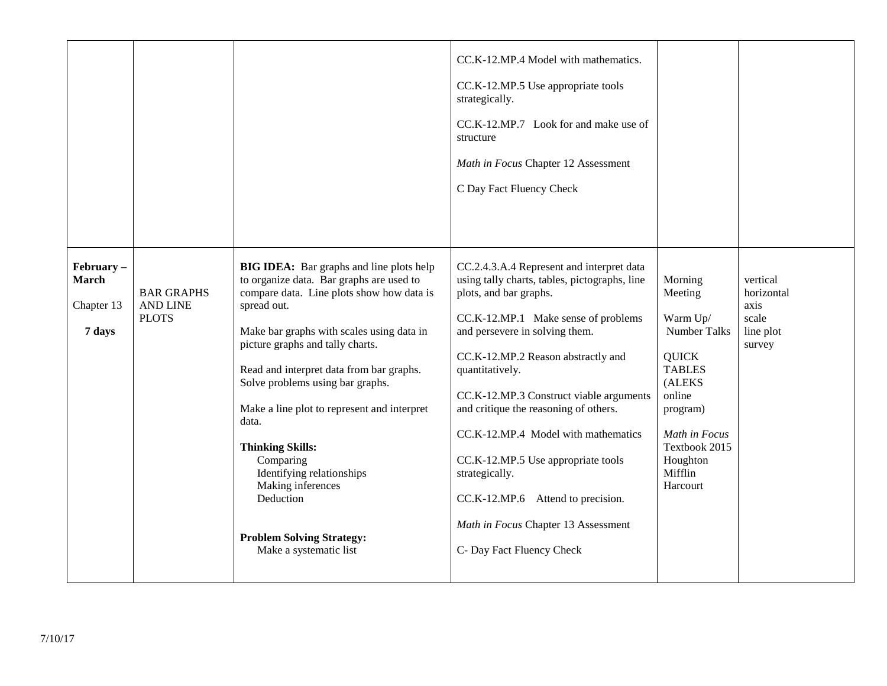| | | | | | |
|---|---|---|---|---|---|
| | | | CC.K-12.MP.4 Model with mathematics.<br><br>CC.K-12.MP.5 Use appropriate tools strategically.<br><br>CC.K-12.MP.7 Look for and make use of structure<br><br>*Math in Focus* Chapter 12 Assessment<br><br>C Day Fact Fluency Check | | |
| **February – March**<br><br>Chapter 13<br><br>**7 days** | BAR GRAPHS AND LINE PLOTS | **BIG IDEA:** Bar graphs and line plots help to organize data. Bar graphs are used to compare data. Line plots show how data is spread out.<br><br>Make bar graphs with scales using data in picture graphs and tally charts.<br><br>Read and interpret data from bar graphs. Solve problems using bar graphs.<br><br>Make a line plot to represent and interpret data.<br><br>**Thinking Skills:**<br>Comparing<br>Identifying relationships<br>Making inferences<br>Deduction<br><br>**Problem Solving Strategy:**<br>Make a systematic list | CC.2.4.3.A.4 Represent and interpret data using tally charts, tables, pictographs, line plots, and bar graphs.<br><br>CC.K-12.MP.1 Make sense of problems and persevere in solving them.<br><br>CC.K-12.MP.2 Reason abstractly and quantitatively.<br><br>CC.K-12.MP.3 Construct viable arguments and critique the reasoning of others.<br><br>CC.K-12.MP.4 Model with mathematics<br><br>CC.K-12.MP.5 Use appropriate tools strategically.<br><br>CC.K-12.MP.6 Attend to precision.<br><br>*Math in Focus* Chapter 13 Assessment<br><br>C- Day Fact Fluency Check | Morning Meeting<br><br>Warm Up/ Number Talks<br><br>QUICK TABLES (ALEKS online program)<br><br>*Math in Focus* Textbook 2015 Houghton Mifflin Harcourt | vertical<br>horizontal<br>axis<br>scale<br>line plot<br>survey |

7/10/17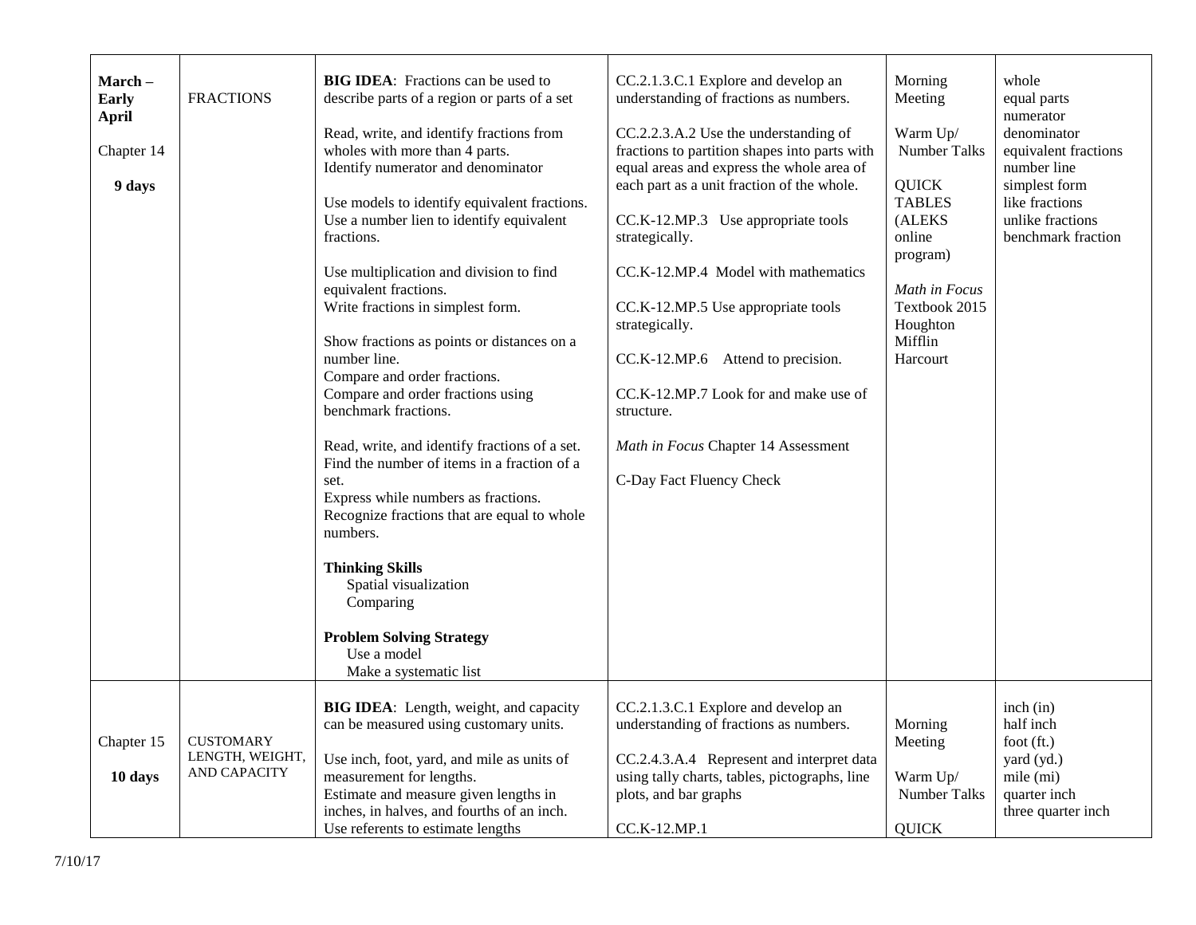| March – Early April<br><br>Chapter 14<br><br>**9 days** | FRACTIONS | **BIG IDEA**: Fractions can be used to describe parts of a region or parts of a set<br><br>Read, write, and identify fractions from wholes with more than 4 parts.<br>Identify numerator and denominator<br><br>Use models to identify equivalent fractions.<br>Use a number lien to identify equivalent fractions.<br><br>Use multiplication and division to find equivalent fractions.<br>Write fractions in simplest form.<br><br>Show fractions as points or distances on a number line.<br>Compare and order fractions.<br>Compare and order fractions using benchmark fractions.<br><br>Read, write, and identify fractions of a set.<br>Find the number of items in a fraction of a set.<br>Express while numbers as fractions.<br>Recognize fractions that are equal to whole numbers.<br><br>**Thinking Skills**<br>Spatial visualization<br>Comparing<br><br>**Problem Solving Strategy**<br>Use a model<br>Make a systematic list | CC.2.1.3.C.1 Explore and develop an understanding of fractions as numbers.<br><br>CC.2.2.3.A.2 Use the understanding of fractions to partition shapes into parts with equal areas and express the whole area of each part as a unit fraction of the whole.<br><br>CC.K-12.MP.3 Use appropriate tools strategically.<br><br>CC.K-12.MP.4 Model with mathematics<br><br>CC.K-12.MP.5 Use appropriate tools strategically.<br><br>CC.K-12.MP.6 Attend to precision.<br><br>CC.K-12.MP.7 Look for and make use of structure.<br><br>*Math in Focus* Chapter 14 Assessment<br><br>C-Day Fact Fluency Check | Morning Meeting<br><br>Warm Up/ Number Talks<br><br>QUICK TABLES (ALEKS online program)<br><br>*Math in Focus* Textbook 2015 Houghton Mifflin Harcourt | whole<br>equal parts<br>numerator<br>denominator<br>equivalent fractions<br>number line<br>simplest form<br>like fractions<br>unlike fractions<br>benchmark fraction |
|---|---|---|---|---|---|
| Chapter 15<br><br>**10 days** | CUSTOMARY LENGTH, WEIGHT, AND CAPACITY | **BIG IDEA**: Length, weight, and capacity can be measured using customary units.<br><br>Use inch, foot, yard, and mile as units of measurement for lengths.<br>Estimate and measure given lengths in inches, in halves, and fourths of an inch.<br>Use referents to estimate lengths | CC.2.1.3.C.1 Explore and develop an understanding of fractions as numbers.<br><br>CC.2.4.3.A.4 Represent and interpret data using tally charts, tables, pictographs, line plots, and bar graphs<br><br>CC.K-12.MP.1 | Morning Meeting<br><br>Warm Up/ Number Talks<br><br>QUICK | inch (in)<br>half inch<br>foot (ft.)<br>yard (yd.)<br>mile (mi)<br>quarter inch<br>three quarter inch |

7/10/17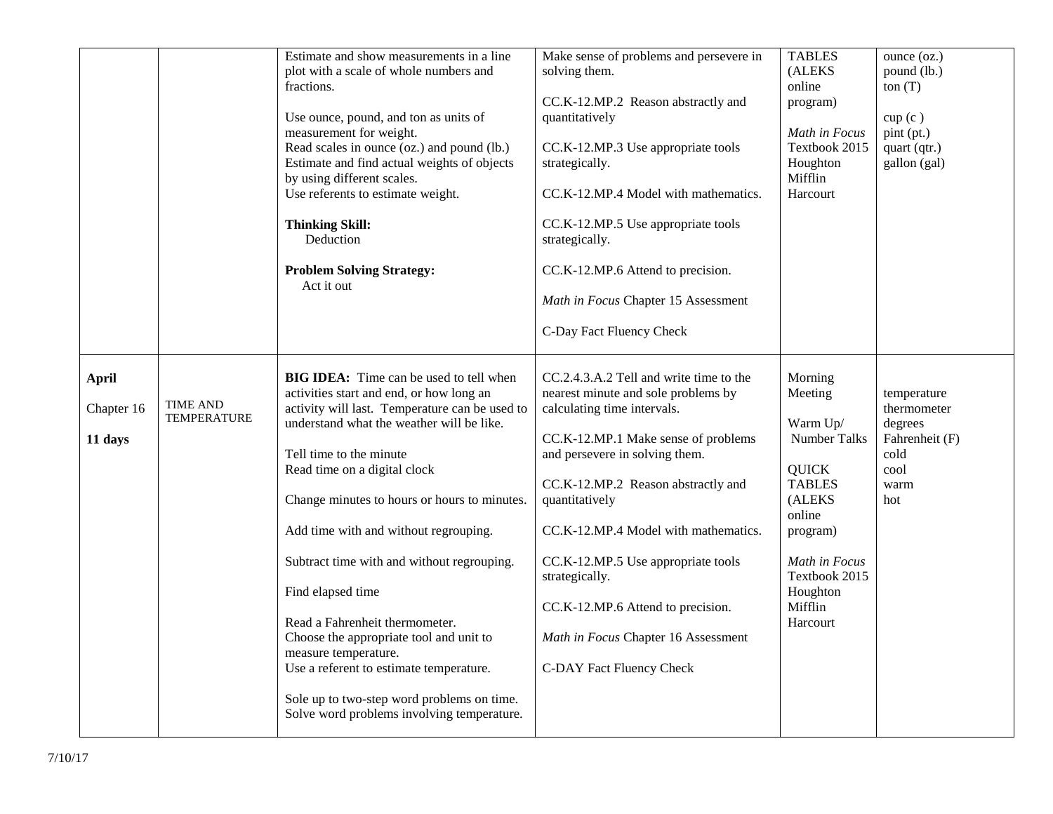| | | | | | |
|---|---|---|---|---|---|
| | | Estimate and show measurements in a line plot with a scale of whole numbers and fractions.<br><br>Use ounce, pound, and ton as units of measurement for weight.<br>Read scales in ounce (oz.) and pound (lb.)<br>Estimate and find actual weights of objects by using different scales.<br>Use referents to estimate weight.<br><br>**Thinking Skill:**<br>Deduction<br><br>**Problem Solving Strategy:**<br>Act it out | Make sense of problems and persevere in solving them.<br><br>CC.K-12.MP.2 Reason abstractly and quantitatively<br><br>CC.K-12.MP.3 Use appropriate tools strategically.<br><br>CC.K-12.MP.4 Model with mathematics.<br><br>CC.K-12.MP.5 Use appropriate tools strategically.<br><br>CC.K-12.MP.6 Attend to precision.<br><br>*Math in Focus* Chapter 15 Assessment<br><br>C-Day Fact Fluency Check | TABLES (ALEKS online program)<br><br>*Math in Focus* Textbook 2015 Houghton Mifflin Harcourt | ounce (oz.)<br>pound (lb.)<br>ton (T)<br><br>cup (c )<br>pint (pt.)<br>quart (qtr.)<br>gallon (gal) |
| **April**<br><br>Chapter 16<br><br>**11 days** | TIME AND TEMPERATURE | **BIG IDEA:** Time can be used to tell when activities start and end, or how long an activity will last. Temperature can be used to understand what the weather will be like.<br><br>Tell time to the minute<br>Read time on a digital clock<br><br>Change minutes to hours or hours to minutes.<br><br>Add time with and without regrouping.<br><br>Subtract time with and without regrouping.<br><br>Find elapsed time<br><br>Read a Fahrenheit thermometer.<br>Choose the appropriate tool and unit to measure temperature.<br>Use a referent to estimate temperature.<br><br>Sole up to two-step word problems on time.<br>Solve word problems involving temperature. | CC.2.4.3.A.2 Tell and write time to the nearest minute and sole problems by calculating time intervals.<br><br>CC.K-12.MP.1 Make sense of problems and persevere in solving them.<br><br>CC.K-12.MP.2 Reason abstractly and quantitatively<br><br>CC.K-12.MP.4 Model with mathematics.<br><br>CC.K-12.MP.5 Use appropriate tools strategically.<br><br>CC.K-12.MP.6 Attend to precision.<br><br>*Math in Focus* Chapter 16 Assessment<br><br>C-DAY Fact Fluency Check | Morning Meeting<br><br>Warm Up/ Number Talks<br><br>QUICK TABLES (ALEKS online program)<br><br>*Math in Focus* Textbook 2015 Houghton Mifflin Harcourt | temperature<br>thermometer<br>degrees<br>Fahrenheit (F)<br>cold<br>cool<br>warm<br>hot |

7/10/17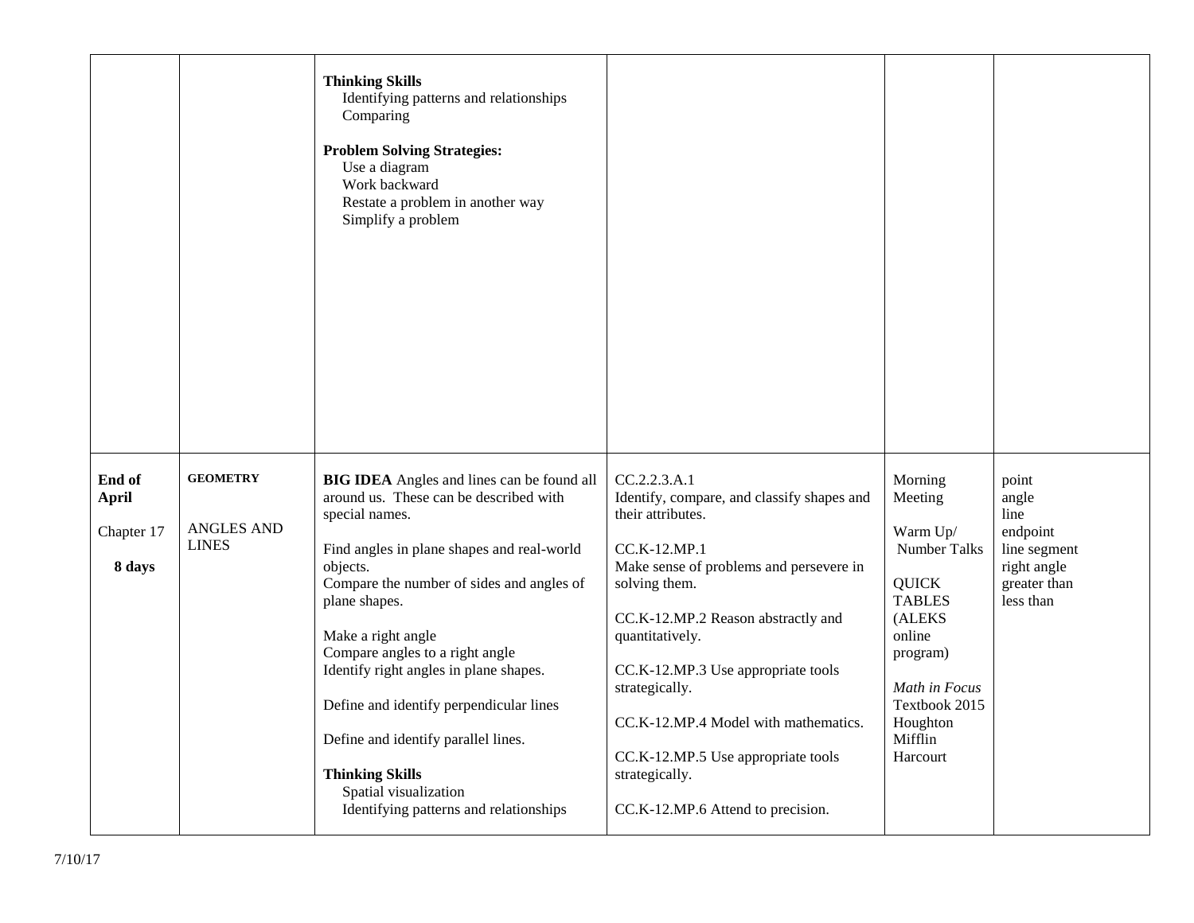| | | | | | |
|---|---|---|---|---|---|
| | | **Thinking Skills**<br>Identifying patterns and relationships<br>Comparing<br><br>**Problem Solving Strategies:**<br>Use a diagram<br>Work backward<br>Restate a problem in another way<br>Simplify a problem | | | |
| **End of April**<br><br>Chapter 17<br><br>**8 days** | **GEOMETRY**<br><br>ANGLES AND LINES | **BIG IDEA** Angles and lines can be found all around us. These can be described with special names.<br><br>Find angles in plane shapes and real-world objects.<br>Compare the number of sides and angles of plane shapes.<br><br>Make a right angle<br>Compare angles to a right angle<br>Identify right angles in plane shapes.<br><br>Define and identify perpendicular lines<br><br>Define and identify parallel lines.<br><br>**Thinking Skills**<br>Spatial visualization<br>Identifying patterns and relationships | CC.2.2.3.A.1<br>Identify, compare, and classify shapes and their attributes.<br><br>CC.K-12.MP.1<br>Make sense of problems and persevere in solving them.<br><br>CC.K-12.MP.2 Reason abstractly and quantitatively.<br><br>CC.K-12.MP.3 Use appropriate tools strategically.<br><br>CC.K-12.MP.4 Model with mathematics.<br><br>CC.K-12.MP.5 Use appropriate tools strategically.<br><br>CC.K-12.MP.6 Attend to precision. | Morning Meeting<br><br>Warm Up/ Number Talks<br><br>QUICK TABLES (ALEKS online program)<br><br>*Math in Focus* Textbook 2015 Houghton Mifflin Harcourt | point<br>angle<br>line<br>endpoint<br>line segment<br>right angle<br>greater than<br>less than |

7/10/17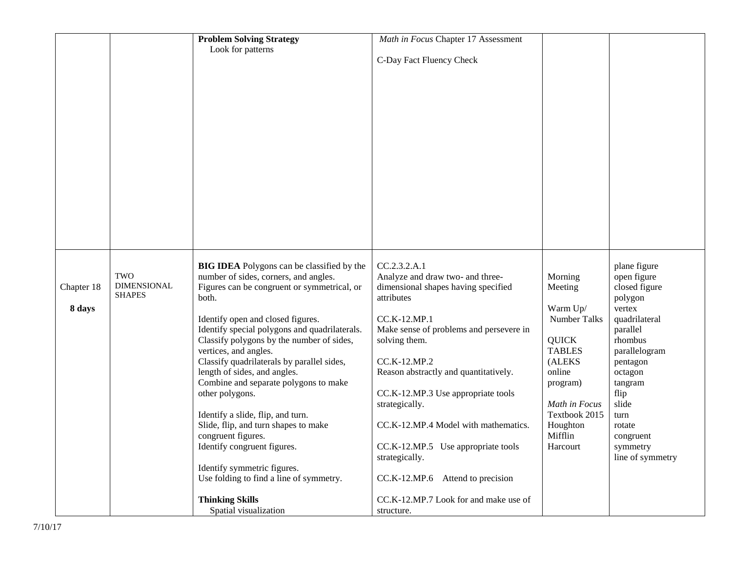| | | | | | |
|---|---|---|---|---|---|
| | | **Problem Solving Strategy**<br>Look for patterns | *Math in Focus* Chapter 17 Assessment<br><br>C-Day Fact Fluency Check | | |
| Chapter 18<br><br>**8 days** | TWO DIMENSIONAL SHAPES | **BIG IDEA** Polygons can be classified by the number of sides, corners, and angles. Figures can be congruent or symmetrical, or both.<br><br>Identify open and closed figures.<br>Identify special polygons and quadrilaterals.<br>Classify polygons by the number of sides, vertices, and angles.<br>Classify quadrilaterals by parallel sides, length of sides, and angles.<br>Combine and separate polygons to make other polygons.<br><br>Identify a slide, flip, and turn.<br>Slide, flip, and turn shapes to make congruent figures.<br>Identify congruent figures.<br><br>Identify symmetric figures.<br>Use folding to find a line of symmetry.<br><br>**Thinking Skills**<br>Spatial visualization | CC.2.3.2.A.1<br>Analyze and draw two- and three-dimensional shapes having specified attributes<br><br>CC.K-12.MP.1<br>Make sense of problems and persevere in solving them.<br><br>CC.K-12.MP.2<br>Reason abstractly and quantitatively.<br><br>CC.K-12.MP.3 Use appropriate tools strategically.<br><br>CC.K-12.MP.4 Model with mathematics.<br><br>CC.K-12.MP.5 Use appropriate tools strategically.<br><br>CC.K-12.MP.6 Attend to precision<br><br>CC.K-12.MP.7 Look for and make use of structure. | Morning Meeting<br><br>Warm Up/ Number Talks<br><br>QUICK TABLES (ALEKS online program)<br><br>*Math in Focus* Textbook 2015 Houghton Mifflin Harcourt | plane figure<br>open figure<br>closed figure<br>polygon<br>vertex<br>quadrilateral<br>parallel<br>rhombus<br>parallelogram<br>pentagon<br>octagon<br>tangram<br>flip<br>slide<br>turn<br>rotate<br>congruent<br>symmetry<br>line of symmetry |

7/10/17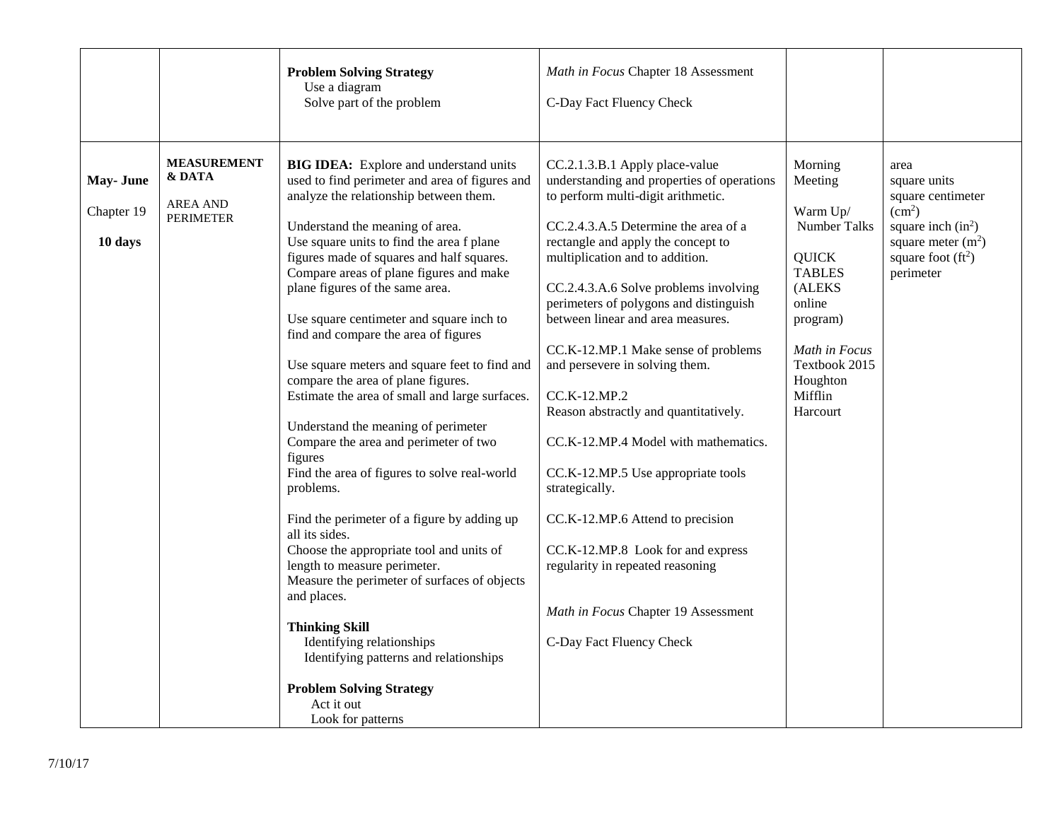| | | | | | |
|---|---|---|---|---|---|
| | | **Problem Solving Strategy**<br>Use a diagram<br>Solve part of the problem | *Math in Focus* Chapter 18 Assessment<br><br>C-Day Fact Fluency Check | | |
| **May- June**<br><br>Chapter 19<br><br>**10 days** | **MEASUREMENT & DATA**<br><br>AREA AND PERIMETER | **BIG IDEA:** Explore and understand units used to find perimeter and area of figures and analyze the relationship between them.<br><br>Understand the meaning of area.<br>Use square units to find the area f plane figures made of squares and half squares.<br>Compare areas of plane figures and make plane figures of the same area.<br><br>Use square centimeter and square inch to find and compare the area of figures<br><br>Use square meters and square feet to find and compare the area of plane figures.<br>Estimate the area of small and large surfaces.<br><br>Understand the meaning of perimeter<br>Compare the area and perimeter of two figures<br>Find the area of figures to solve real-world problems.<br><br>Find the perimeter of a figure by adding up all its sides.<br>Choose the appropriate tool and units of length to measure perimeter.<br>Measure the perimeter of surfaces of objects and places.<br><br>**Thinking Skill**<br>Identifying relationships<br>Identifying patterns and relationships<br><br>**Problem Solving Strategy**<br>Act it out<br>Look for patterns | CC.2.1.3.B.1 Apply place-value understanding and properties of operations to perform multi-digit arithmetic.<br><br>CC.2.4.3.A.5 Determine the area of a rectangle and apply the concept to multiplication and to addition.<br><br>CC.2.4.3.A.6 Solve problems involving perimeters of polygons and distinguish between linear and area measures.<br><br>CC.K-12.MP.1 Make sense of problems and persevere in solving them.<br><br>CC.K-12.MP.2<br>Reason abstractly and quantitatively.<br><br>CC.K-12.MP.4 Model with mathematics.<br><br>CC.K-12.MP.5 Use appropriate tools strategically.<br><br>CC.K-12.MP.6 Attend to precision<br><br>CC.K-12.MP.8 Look for and express regularity in repeated reasoning<br><br>*Math in Focus* Chapter 19 Assessment<br><br>C-Day Fact Fluency Check | Morning Meeting<br><br>Warm Up/ Number Talks<br><br>QUICK TABLES (ALEKS online program)<br><br>*Math in Focus* Textbook 2015 Houghton Mifflin Harcourt | area<br>square units<br>square centimeter ($cm^2$)<br>square inch ($in^2$)<br>square meter ($m^2$)<br>square foot ($ft^2$)<br>perimeter |

7/10/17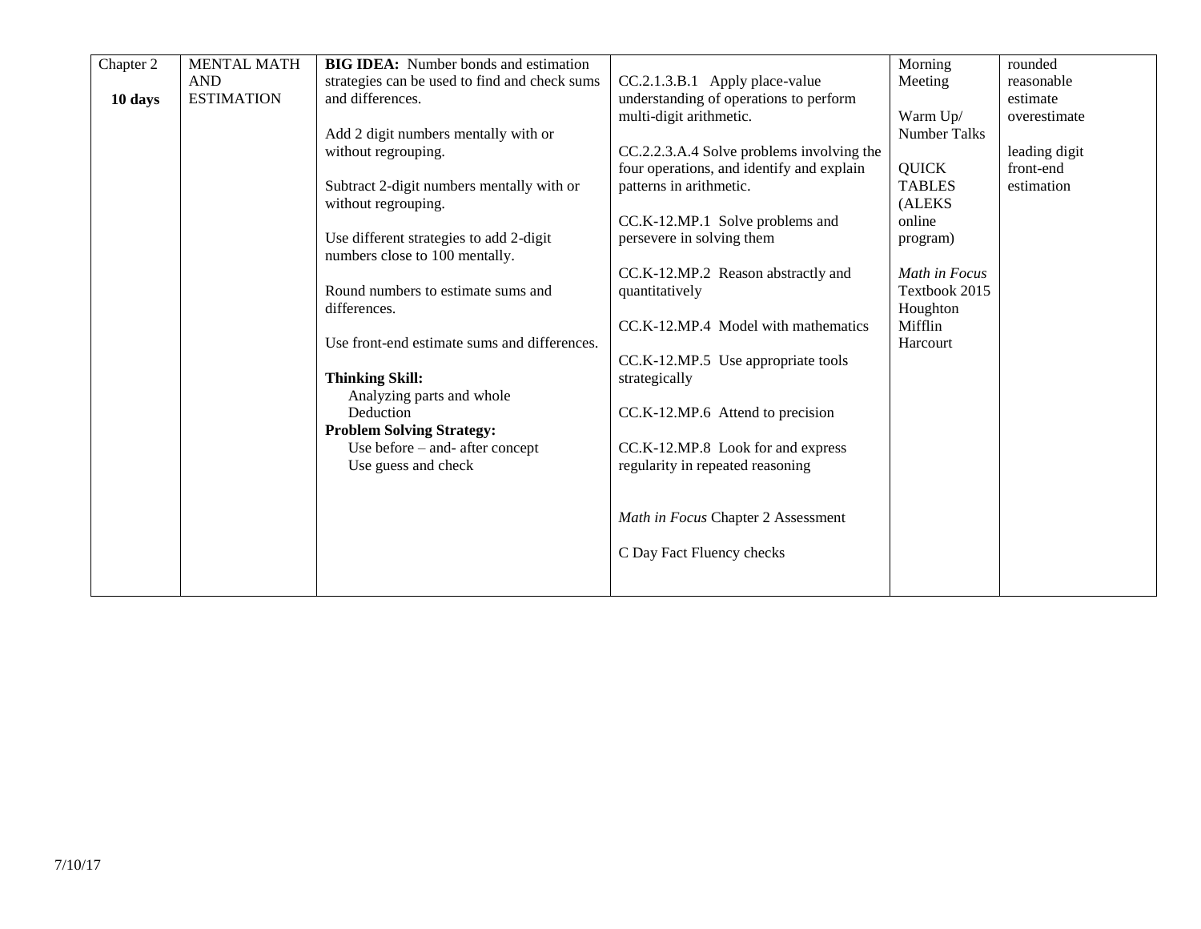| | | | | | |
|---|---|---|---|---|---|
| Chapter 2<br><br>**10 days** | MENTAL MATH AND ESTIMATION | **BIG IDEA:** Number bonds and estimation strategies can be used to find and check sums and differences.<br><br>Add 2 digit numbers mentally with or without regrouping.<br><br>Subtract 2-digit numbers mentally with or without regrouping.<br><br>Use different strategies to add 2-digit numbers close to 100 mentally.<br><br>Round numbers to estimate sums and differences.<br><br>Use front-end estimate sums and differences.<br><br>**Thinking Skill:**<br>Analyzing parts and whole<br>Deduction<br>**Problem Solving Strategy:**<br>Use before – and- after concept<br>Use guess and check | CC.2.1.3.B.1 Apply place-value understanding of operations to perform multi-digit arithmetic.<br><br>CC.2.2.3.A.4 Solve problems involving the four operations, and identify and explain patterns in arithmetic.<br><br>CC.K-12.MP.1 Solve problems and persevere in solving them<br><br>CC.K-12.MP.2 Reason abstractly and quantitatively<br><br>CC.K-12.MP.4 Model with mathematics<br><br>CC.K-12.MP.5 Use appropriate tools strategically<br><br>CC.K-12.MP.6 Attend to precision<br><br>CC.K-12.MP.8 Look for and express regularity in repeated reasoning<br><br>*Math in Focus* Chapter 2 Assessment<br><br>C Day Fact Fluency checks | Morning Meeting<br><br>Warm Up/ Number Talks<br><br>QUICK TABLES (ALEKS online program)<br><br>*Math in Focus* Textbook 2015 Houghton Mifflin Harcourt | rounded<br>reasonable<br>estimate<br>overestimate<br><br>leading digit<br>front-end estimation |

7/10/17